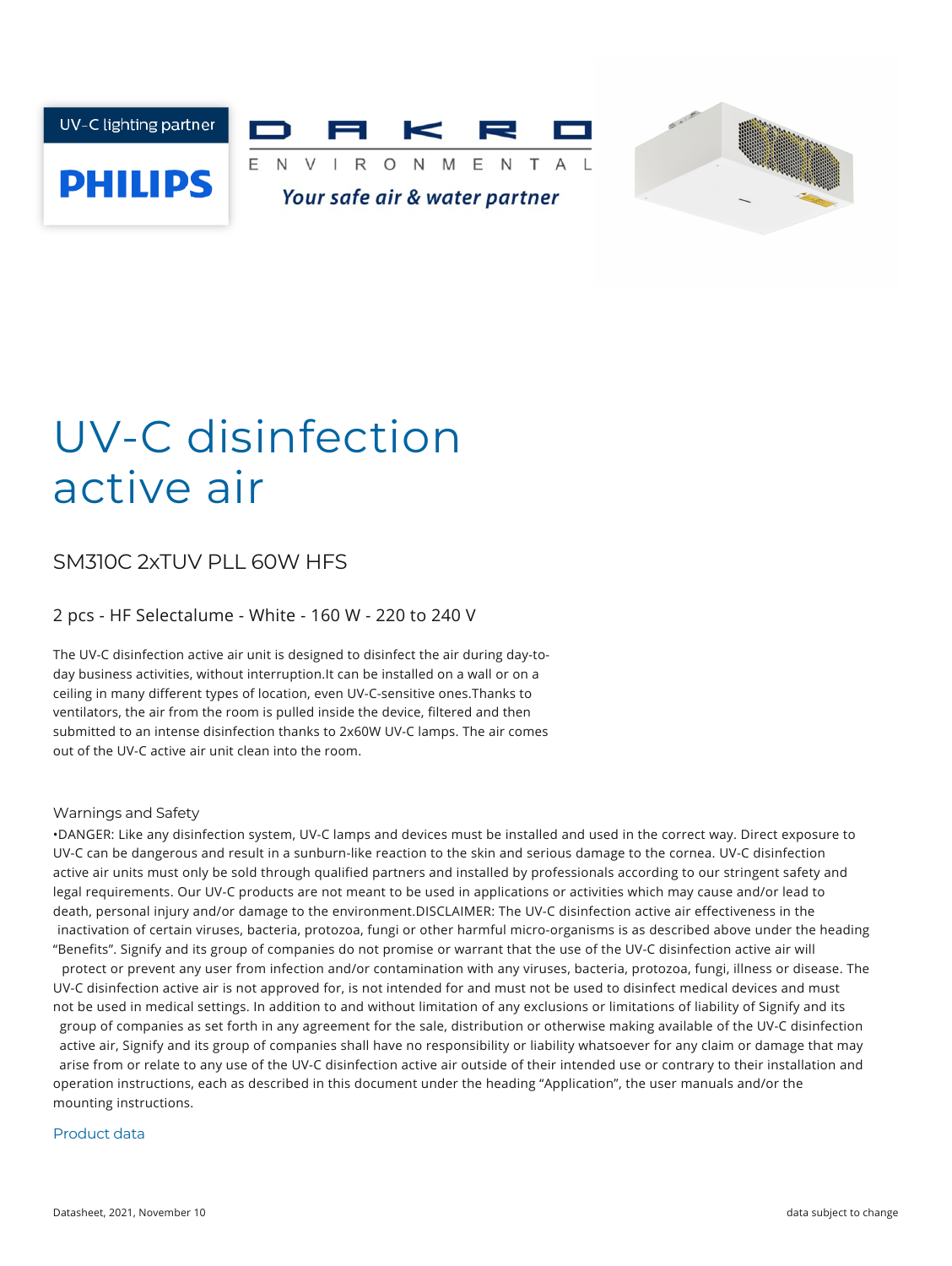UV-C lighting partner

PHILIPS

DAKRO

ENVIRONMENTAL

*Your safe air & water partner*

# UV-C disinfection active air

## SM310C 2xTUV PLL 60W HFS

### 2 pcs - HF Selectalume - White - 160 W - 220 to 240 V

The UV-C disinfection active air unit is designed to disinfect the air during day-to-day business activities, without interruption.It can be installed on a wall or on a ceiling in many different types of location, even UV-C-sensitive ones.Thanks to ventilators, the air from the room is pulled inside the device, filtered and then submitted to an intense disinfection thanks to 2x60W UV-C lamps. The air comes out of the UV-C active air unit clean into the room.

### Warnings and Safety

•DANGER: Like any disinfection system, UV-C lamps and devices must be installed and used in the correct way. Direct exposure to UV-C can be dangerous and result in a sunburn-like reaction to the skin and serious damage to the cornea. UV-C disinfection active air units must only be sold through qualified partners and installed by professionals according to our stringent safety and legal requirements. Our UV-C products are not meant to be used in applications or activities which may cause and/or lead to death, personal injury and/or damage to the environment.DISCLAIMER: The UV-C disinfection active air effectiveness in the inactivation of certain viruses, bacteria, protozoa, fungi or other harmful micro-organisms is as described above under the heading "Benefits". Signify and its group of companies do not promise or warrant that the use of the UV-C disinfection active air will protect or prevent any user from infection and/or contamination with any viruses, bacteria, protozoa, fungi, illness or disease. The UV-C disinfection active air is not approved for, is not intended for and must not be used to disinfect medical devices and must not be used in medical settings. In addition to and without limitation of any exclusions or limitations of liability of Signify and its group of companies as set forth in any agreement for the sale, distribution or otherwise making available of the UV-C disinfection active air, Signify and its group of companies shall have no responsibility or liability whatsoever for any claim or damage that may arise from or relate to any use of the UV-C disinfection active air outside of their intended use or contrary to their installation and operation instructions, each as described in this document under the heading "Application", the user manuals and/or the mounting instructions.

### Product data

Datasheet, 2021, November 10 — data subject to change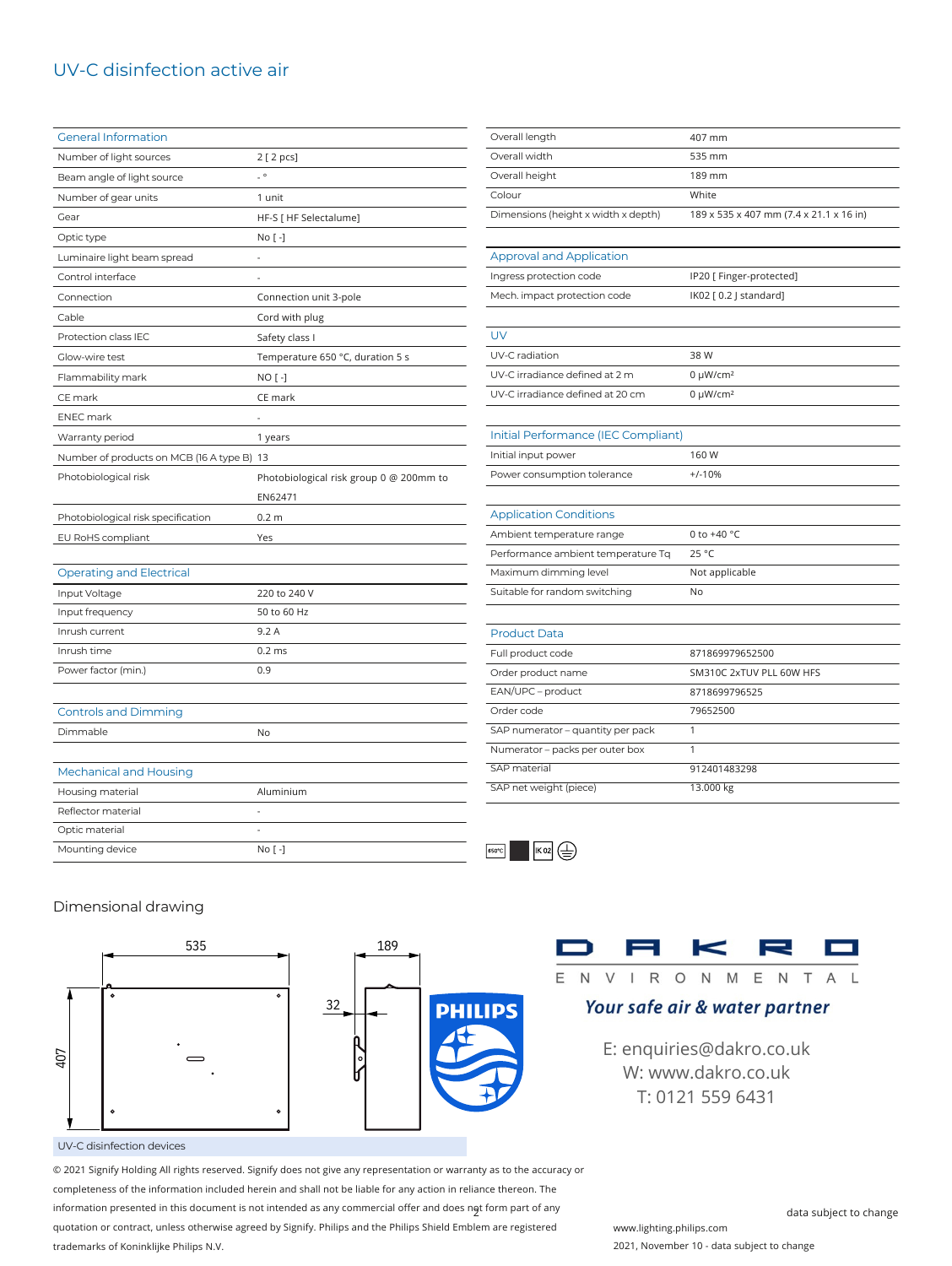# UV-C disinfection active air

| General Information | |
|---|---|
| Number of light sources | 2 [ 2 pcs] |
| Beam angle of light source | - ° |
| Number of gear units | 1 unit |
| Gear | HF-S [ HF Selectalume] |
| Optic type | No [ -] |
| Luminaire light beam spread | - |
| Control interface | - |
| Connection | Connection unit 3-pole |
| Cable | Cord with plug |
| Protection class IEC | Safety class I |
| Glow-wire test | Temperature 650 °C, duration 5 s |
| Flammability mark | NO [ -] |
| CE mark | CE mark |
| ENEC mark | - |
| Warranty period | 1 years |
| Number of products on MCB (16 A type B) | 13 |
| Photobiological risk | Photobiological risk group 0 @ 200mm to EN62471 |
| Photobiological risk specification | 0.2 m |
| EU RoHS compliant | Yes |

| Operating and Electrical | |
|---|---|
| Input Voltage | 220 to 240 V |
| Input frequency | 50 to 60 Hz |
| Inrush current | 9.2 A |
| Inrush time | 0.2 ms |
| Power factor (min.) | 0.9 |

| Controls and Dimming | |
|---|---|
| Dimmable | No |

| Mechanical and Housing | |
|---|---|
| Housing material | Aluminium |
| Reflector material | - |
| Optic material | - |
| Mounting device | No [ -] |

| | |
|---|---|
| Overall length | 407 mm |
| Overall width | 535 mm |
| Overall height | 189 mm |
| Colour | White |
| Dimensions (height x width x depth) | 189 x 535 x 407 mm (7.4 x 21.1 x 16 in) |

| Approval and Application | |
|---|---|
| Ingress protection code | IP20 [ Finger-protected] |
| Mech. impact protection code | IK02 [ 0.2 J standard] |

| UV | |
|---|---|
| UV-C radiation | 38 W |
| UV-C irradiance defined at 2 m | 0 μW/cm² |
| UV-C irradiance defined at 20 cm | 0 μW/cm² |

| Initial Performance (IEC Compliant) | |
|---|---|
| Initial input power | 160 W |
| Power consumption tolerance | +/-10% |

| Application Conditions | |
|---|---|
| Ambient temperature range | 0 to +40 °C |
| Performance ambient temperature Tq | 25 °C |
| Maximum dimming level | Not applicable |
| Suitable for random switching | No |

| Product Data | |
|---|---|
| Full product code | 871869979652500 |
| Order product name | SM310C 2xTUV PLL 60W HFS |
| EAN/UPC – product | 8718699796525 |
| Order code | 79652500 |
| SAP numerator – quantity per pack | 1 |
| Numerator – packs per outer box | 1 |
| SAP material | 912401483298 |
| SAP net weight (piece) | 13.000 kg |

## Dimensional drawing

535

407

189

32

DAKRO ENVIRONMENTAL

*Your safe air & water partner*

E: enquiries@dakro.co.uk
W: www.dakro.co.uk
T: 0121 559 6431

UV-C disinfection devices

© 2021 Signify Holding All rights reserved. Signify does not give any representation or warranty as to the accuracy or completeness of the information included herein and shall not be liable for any action in reliance thereon. The information presented in this document is not intended as any commercial offer and does not form part of any quotation or contract, unless otherwise agreed by Signify. Philips and the Philips Shield Emblem are registered trademarks of Koninklijke Philips N.V.

www.lighting.philips.com

2021, November 10 - data subject to change